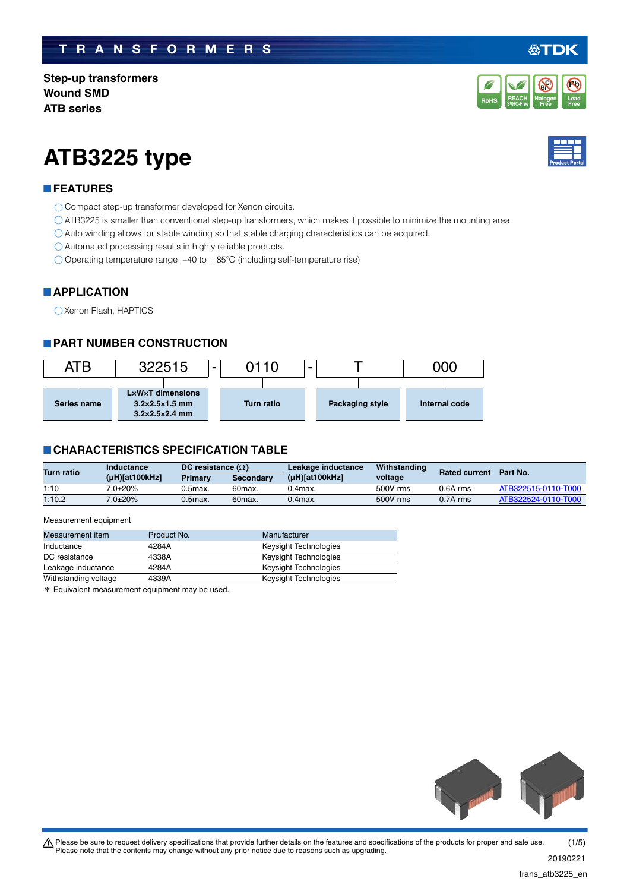TRANSFORMERS

**Step-up transformers**
**Wound SMD**
**ATB series**

# ATB3225 type

## FEATURES

- ◯ Compact step-up transformer developed for Xenon circuits.
- ◯ ATB3225 is smaller than conventional step-up transformers, which makes it possible to minimize the mounting area.
- ◯ Auto winding allows for stable winding so that stable charging characteristics can be acquired.
- ◯ Automated processing results in highly reliable products.
- ◯ Operating temperature range: –40 to +85°C (including self-temperature rise)

## APPLICATION

- ◯ Xenon Flash, HAPTICS

## PART NUMBER CONSTRUCTION

| ATB | 322515 | - | 0110 | - | T | 000 |
|---|---|---|---|---|---|---|
| Series name | L×W×T dimensions<br>3.2×2.5×1.5 mm<br>3.2×2.5×2.4 mm | | Turn ratio | | Packaging style | Internal code |

## CHARACTERISTICS SPECIFICATION TABLE

| Turn ratio | Inductance (μH)[at100kHz] | DC resistance (Ω) | | Leakage inductance (μH)[at100kHz] | Withstanding voltage | Rated current | Part No. |
|---|---|---|---|---|---|---|---|
| | | Primary | Secondary | | | | |
| 1:10 | 7.0±20% | 0.5max. | 60max. | 0.4max. | 500V rms | 0.6A rms | ATB322515-0110-T000 |
| 1:10.2 | 7.0±20% | 0.5max. | 60max. | 0.4max. | 500V rms | 0.7A rms | ATB322524-0110-T000 |

Measurement equipment

| Measurement item | Product No. | Manufacturer |
|---|---|---|
| Inductance | 4284A | Keysight Technologies |
| DC resistance | 4338A | Keysight Technologies |
| Leakage inductance | 4284A | Keysight Technologies |
| Withstanding voltage | 4339A | Keysight Technologies |

\* Equivalent measurement equipment may be used.

⚠ Please be sure to request delivery specifications that provide further details on the features and specifications of the products for proper and safe use.
Please note that the contents may change without any prior notice due to reasons such as upgrading.

20190221

trans_atb3225_en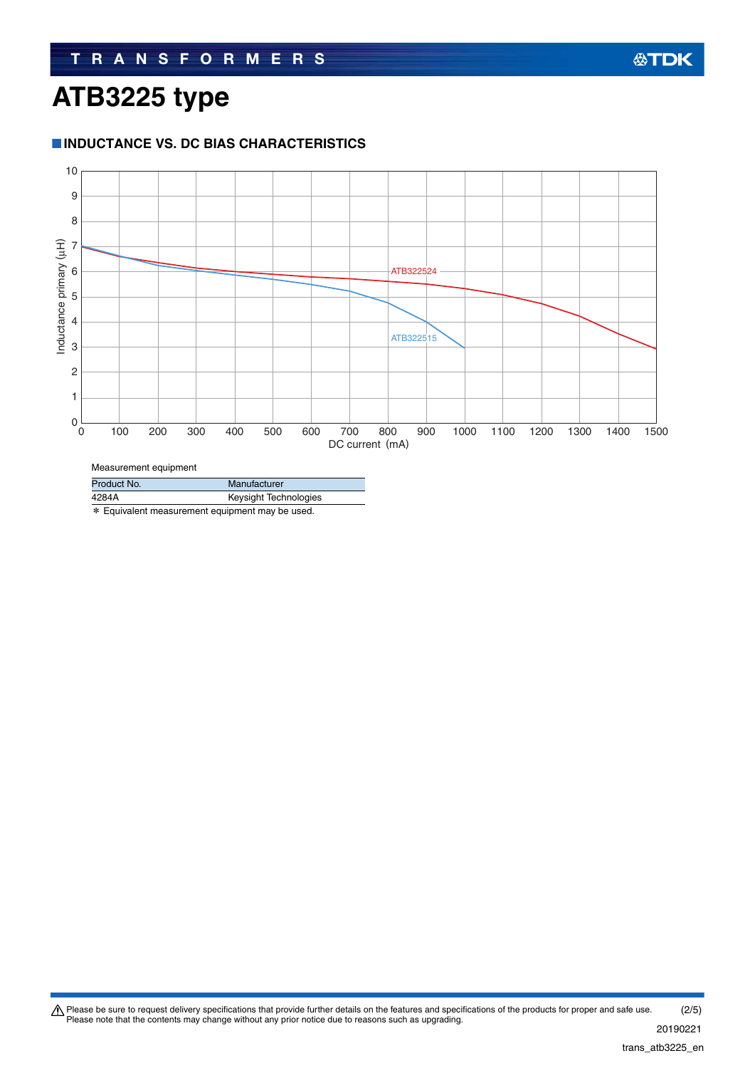# ATB3225 type

## INDUCTANCE VS. DC BIAS CHARACTERISTICS

Measurement equipment

| Product No. | Manufacturer |
|---|---|
| 4284A | Keysight Technologies |

* Equivalent measurement equipment may be used.

⚠ Please be sure to request delivery specifications that provide further details on the features and specifications of the products for proper and safe use.
Please note that the contents may change without any prior notice due to reasons such as upgrading.

20190221

trans_atb3225_en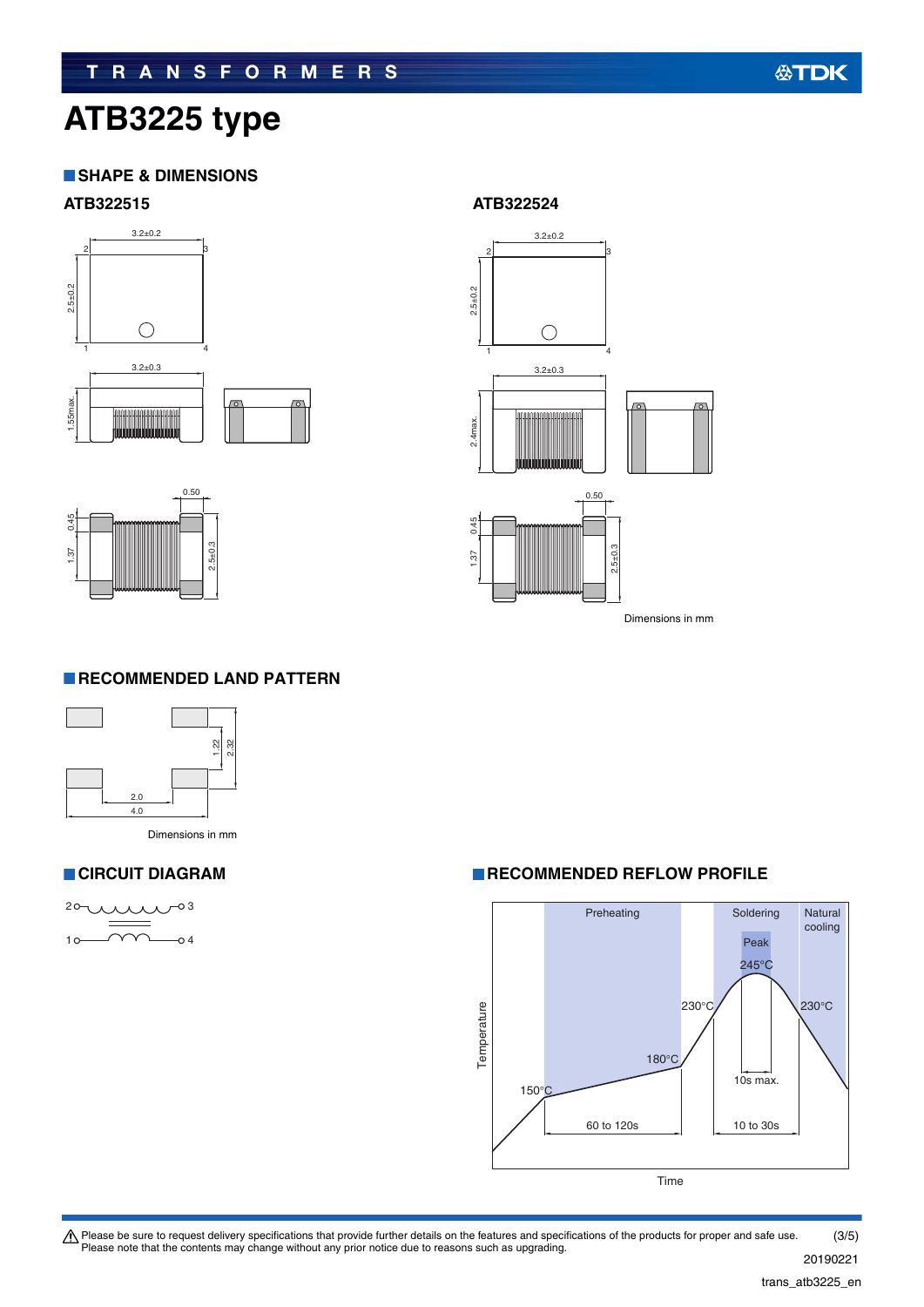# ATB3225 type

## SHAPE & DIMENSIONS

### ATB322515

3.2±0.2

2.5±0.2

3.2±0.3

1.55max.

0.50

0.45

1.37

2.5±0.3

### ATB322524

3.2±0.2

2.5±0.2

3.2±0.3

2.4max.

0.50

0.45

1.37

2.5±0.3

Dimensions in mm

## RECOMMENDED LAND PATTERN

1.22

2.32

2.0

4.0

Dimensions in mm

## CIRCUIT DIAGRAM

2 — 3

1 — 4

## RECOMMENDED REFLOW PROFILE

Preheating | Soldering | Natural cooling

Peak 245°C

230°C

180°C

150°C

60 to 120s

10s max.

10 to 30s

Temperature

Time

⚠ Please be sure to request delivery specifications that provide further details on the features and specifications of the products for proper and safe use.
Please note that the contents may change without any prior notice due to reasons such as upgrading.

20190221

trans_atb3225_en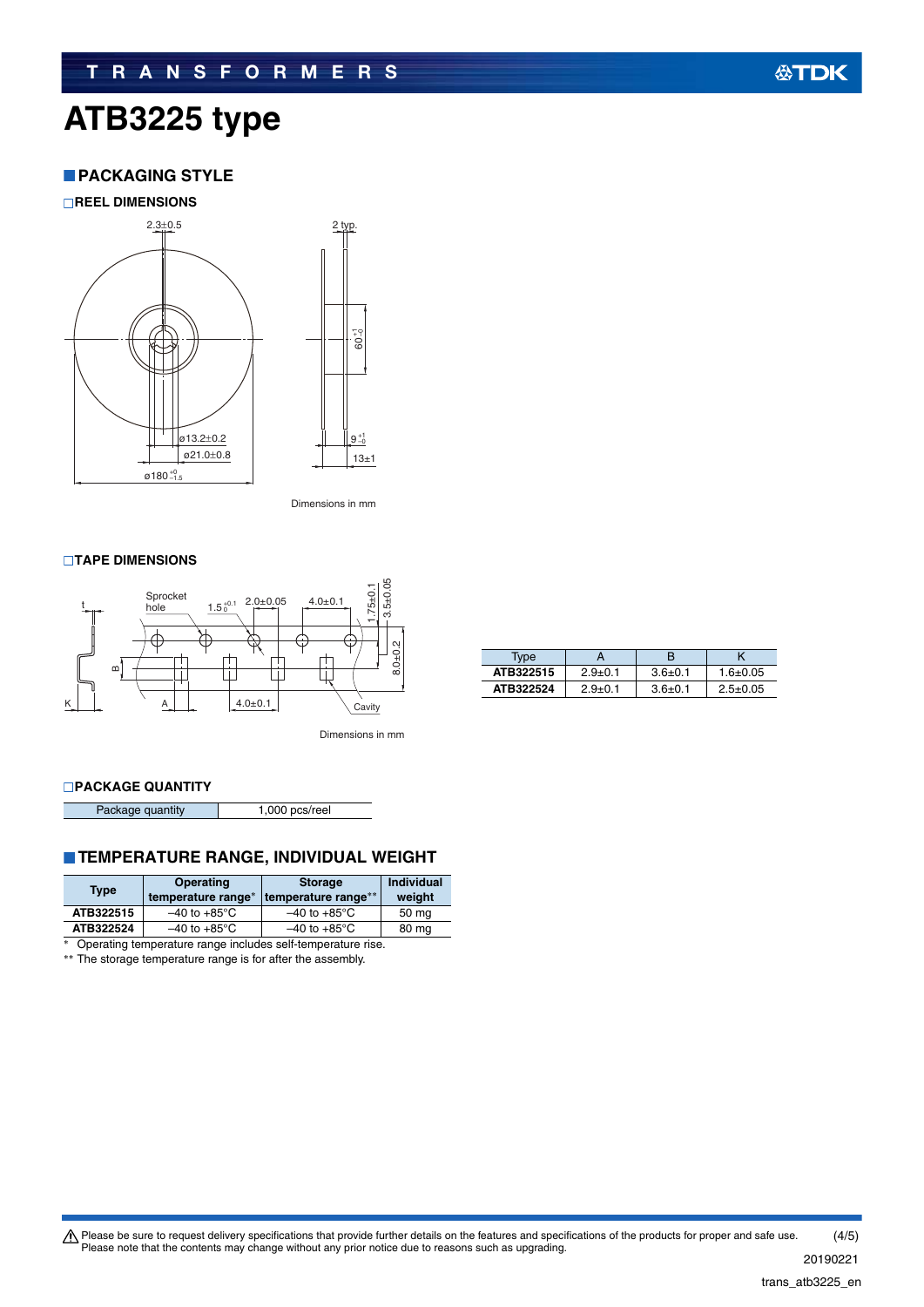# ATB3225 type

## PACKAGING STYLE

### REEL DIMENSIONS

Dimensions in mm

### TAPE DIMENSIONS

Dimensions in mm

| Type | A | B | K |
|---|---|---|---|
| **ATB322515** | 2.9±0.1 | 3.6±0.1 | 1.6±0.05 |
| **ATB322524** | 2.9±0.1 | 3.6±0.1 | 2.5±0.05 |

### PACKAGE QUANTITY

| Package quantity | 1,000 pcs/reel |
|---|---|

## TEMPERATURE RANGE, INDIVIDUAL WEIGHT

| Type | Operating temperature range* | Storage temperature range** | Individual weight |
|---|---|---|---|
| **ATB322515** | –40 to +85°C | –40 to +85°C | 50 mg |
| **ATB322524** | –40 to +85°C | –40 to +85°C | 80 mg |

\* Operating temperature range includes self-temperature rise.
\*\* The storage temperature range is for after the assembly.

⚠ Please be sure to request delivery specifications that provide further details on the features and specifications of the products for proper and safe use. Please note that the contents may change without any prior notice due to reasons such as upgrading.

20190221

trans_atb3225_en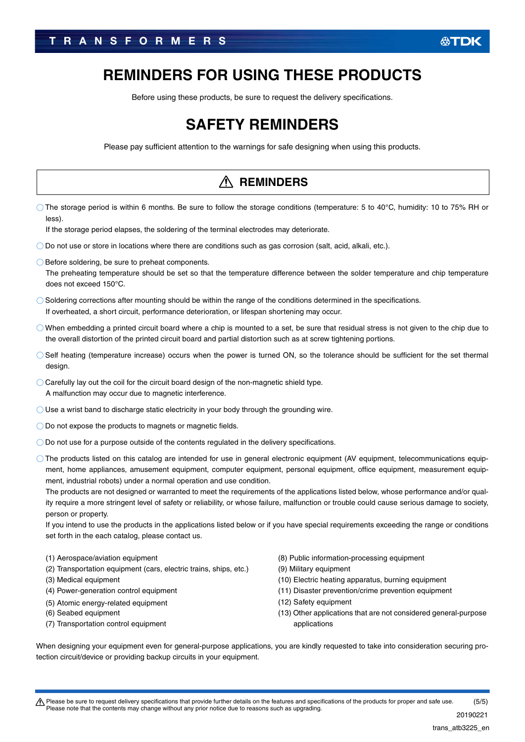# REMINDERS FOR USING THESE PRODUCTS

Before using these products, be sure to request the delivery specifications.

# SAFETY REMINDERS

Please pay sufficient attention to the warnings for safe designing when using this products.

## ⚠ REMINDERS

- The storage period is within 6 months. Be sure to follow the storage conditions (temperature: 5 to 40°C, humidity: 10 to 75% RH or less).
  If the storage period elapses, the soldering of the terminal electrodes may deteriorate.
- Do not use or store in locations where there are conditions such as gas corrosion (salt, acid, alkali, etc.).
- Before soldering, be sure to preheat components.
  The preheating temperature should be set so that the temperature difference between the solder temperature and chip temperature does not exceed 150°C.
- Soldering corrections after mounting should be within the range of the conditions determined in the specifications.
  If overheated, a short circuit, performance deterioration, or lifespan shortening may occur.
- When embedding a printed circuit board where a chip is mounted to a set, be sure that residual stress is not given to the chip due to the overall distortion of the printed circuit board and partial distortion such as at screw tightening portions.
- Self heating (temperature increase) occurs when the power is turned ON, so the tolerance should be sufficient for the set thermal design.
- Carefully lay out the coil for the circuit board design of the non-magnetic shield type.
  A malfunction may occur due to magnetic interference.
- Use a wrist band to discharge static electricity in your body through the grounding wire.
- Do not expose the products to magnets or magnetic fields.
- Do not use for a purpose outside of the contents regulated in the delivery specifications.
- The products listed on this catalog are intended for use in general electronic equipment (AV equipment, telecommunications equipment, home appliances, amusement equipment, computer equipment, personal equipment, office equipment, measurement equipment, industrial robots) under a normal operation and use condition.
  The products are not designed or warranted to meet the requirements of the applications listed below, whose performance and/or quality require a more stringent level of safety or reliability, or whose failure, malfunction or trouble could cause serious damage to society, person or property.
  If you intend to use the products in the applications listed below or if you have special requirements exceeding the range or conditions set forth in the each catalog, please contact us.

(1) Aerospace/aviation equipment
(2) Transportation equipment (cars, electric trains, ships, etc.)
(3) Medical equipment
(4) Power-generation control equipment
(5) Atomic energy-related equipment
(6) Seabed equipment
(7) Transportation control equipment
(8) Public information-processing equipment
(9) Military equipment
(10) Electric heating apparatus, burning equipment
(11) Disaster prevention/crime prevention equipment
(12) Safety equipment
(13) Other applications that are not considered general-purpose applications

When designing your equipment even for general-purpose applications, you are kindly requested to take into consideration securing protection circuit/device or providing backup circuits in your equipment.

⚠ Please be sure to request delivery specifications that provide further details on the features and specifications of the products for proper and safe use.
Please note that the contents may change without any prior notice due to reasons such as upgrading.

20190221
trans_atb3225_en